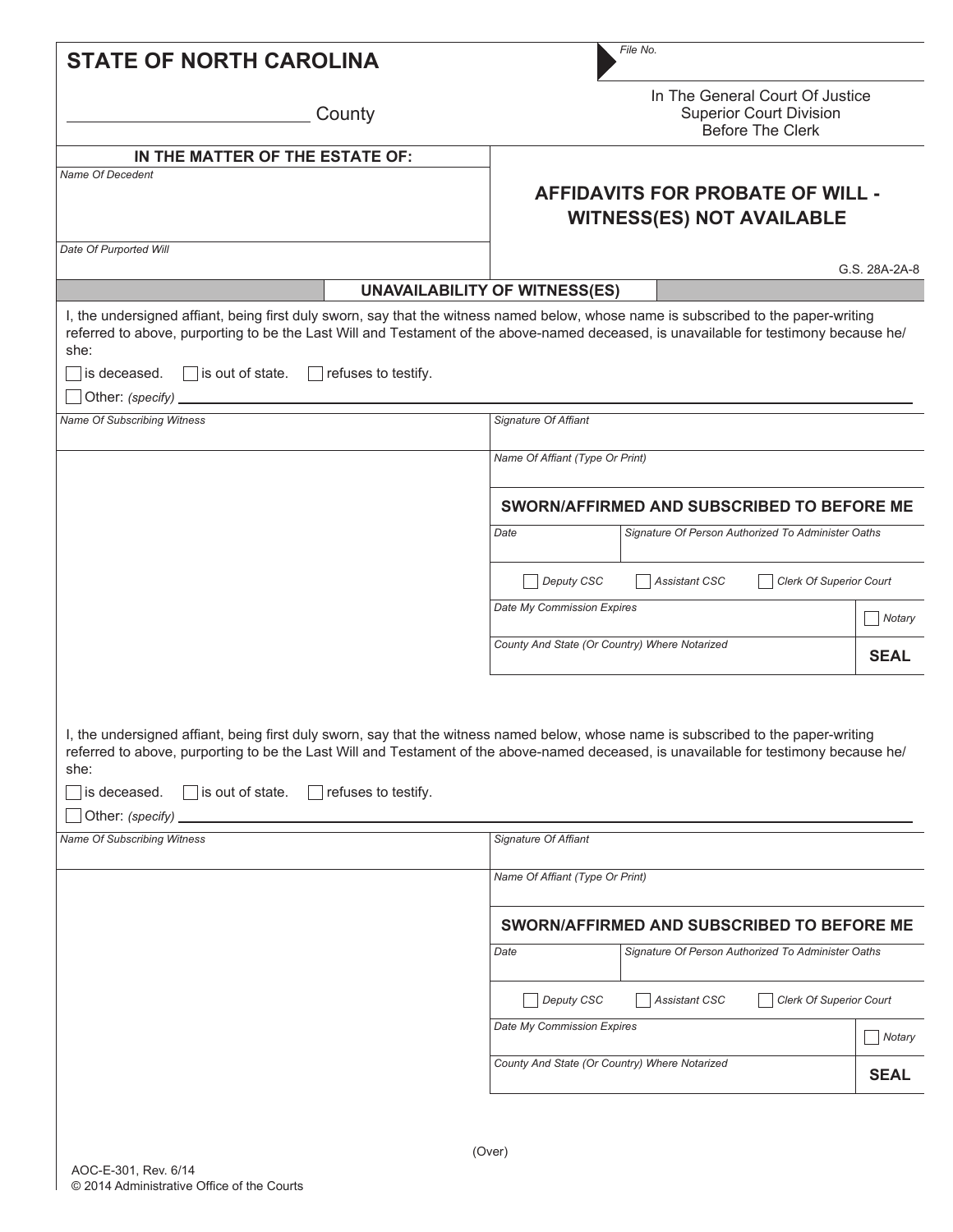# STATE OF NORTH CAROLINA

_____________________ County

File No.

In The General Court Of Justice
Superior Court Division
Before The Clerk

**IN THE MATTER OF THE ESTATE OF:**

*Name Of Decedent*

*Date Of Purported Will*

## AFFIDAVITS FOR PROBATE OF WILL - WITNESS(ES) NOT AVAILABLE

G.S. 28A-2A-8

### UNAVAILABILITY OF WITNESS(ES)

I, the undersigned affiant, being first duly sworn, say that the witness named below, whose name is subscribed to the paper-writing referred to above, purporting to be the Last Will and Testament of the above-named deceased, is unavailable for testimony because he/she:

☐ is deceased. ☐ is out of state. ☐ refuses to testify.

☐ Other: *(specify)* ____________________

*Name Of Subscribing Witness*

*Signature Of Affiant*

*Name Of Affiant (Type Or Print)*

**SWORN/AFFIRMED AND SUBSCRIBED TO BEFORE ME**

*Date*

*Signature Of Person Authorized To Administer Oaths*

☐ *Deputy CSC* ☐ *Assistant CSC* ☐ *Clerk Of Superior Court*

*Date My Commission Expires* ☐ *Notary*

*County And State (Or Country) Where Notarized*

**SEAL**

I, the undersigned affiant, being first duly sworn, say that the witness named below, whose name is subscribed to the paper-writing referred to above, purporting to be the Last Will and Testament of the above-named deceased, is unavailable for testimony because he/she:

☐ is deceased. ☐ is out of state. ☐ refuses to testify.

☐ Other: *(specify)* ____________________

*Name Of Subscribing Witness*

*Signature Of Affiant*

*Name Of Affiant (Type Or Print)*

**SWORN/AFFIRMED AND SUBSCRIBED TO BEFORE ME**

*Date*

*Signature Of Person Authorized To Administer Oaths*

☐ *Deputy CSC* ☐ *Assistant CSC* ☐ *Clerk Of Superior Court*

*Date My Commission Expires* ☐ *Notary*

*County And State (Or Country) Where Notarized*

**SEAL**

(Over)

AOC-E-301, Rev. 6/14
© 2014 Administrative Office of the Courts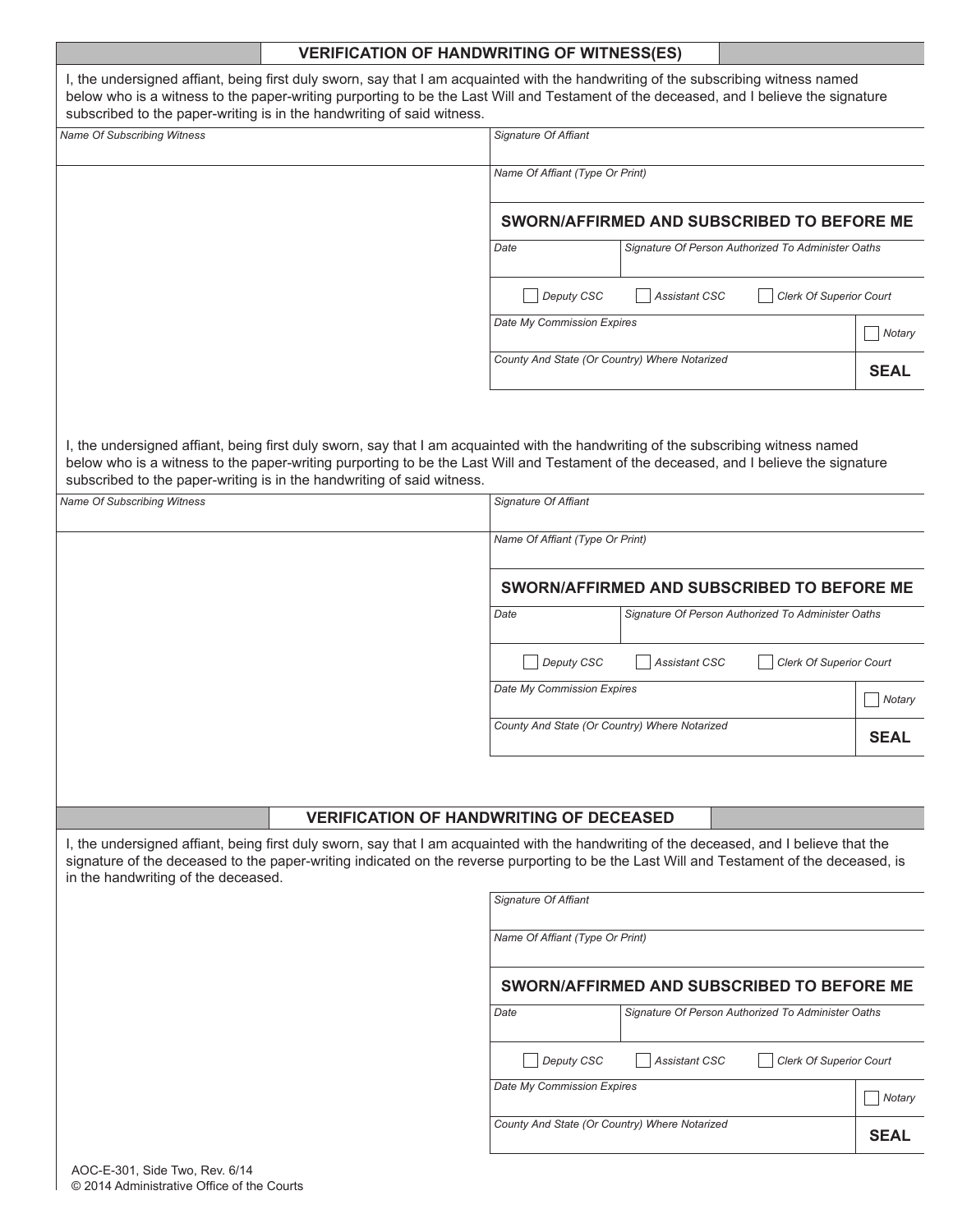## VERIFICATION OF HANDWRITING OF WITNESS(ES)

I, the undersigned affiant, being first duly sworn, say that I am acquainted with the handwriting of the subscribing witness named below who is a witness to the paper-writing purporting to be the Last Will and Testament of the deceased, and I believe the signature subscribed to the paper-writing is in the handwriting of said witness.

| | |
|---|---|
| *Name Of Subscribing Witness* | *Signature Of Affiant* |
| | *Name Of Affiant (Type Or Print)* |

**SWORN/AFFIRMED AND SUBSCRIBED TO BEFORE ME**

| | |
|---|---|
| *Date* | *Signature Of Person Authorized To Administer Oaths* |

☐ Deputy CSC ☐ Assistant CSC ☐ Clerk Of Superior Court

| | |
|---|---|
| *Date My Commission Expires* | ☐ Notary |
| *County And State (Or Country) Where Notarized* | **SEAL** |

I, the undersigned affiant, being first duly sworn, say that I am acquainted with the handwriting of the subscribing witness named below who is a witness to the paper-writing purporting to be the Last Will and Testament of the deceased, and I believe the signature subscribed to the paper-writing is in the handwriting of said witness.

| | |
|---|---|
| *Name Of Subscribing Witness* | *Signature Of Affiant* |
| | *Name Of Affiant (Type Or Print)* |

**SWORN/AFFIRMED AND SUBSCRIBED TO BEFORE ME**

| | |
|---|---|
| *Date* | *Signature Of Person Authorized To Administer Oaths* |

☐ Deputy CSC ☐ Assistant CSC ☐ Clerk Of Superior Court

| | |
|---|---|
| *Date My Commission Expires* | ☐ Notary |
| *County And State (Or Country) Where Notarized* | **SEAL** |

## VERIFICATION OF HANDWRITING OF DECEASED

I, the undersigned affiant, being first duly sworn, say that I am acquainted with the handwriting of the deceased, and I believe that the signature of the deceased to the paper-writing indicated on the reverse purporting to be the Last Will and Testament of the deceased, is in the handwriting of the deceased.

*Signature Of Affiant*

*Name Of Affiant (Type Or Print)*

**SWORN/AFFIRMED AND SUBSCRIBED TO BEFORE ME**

| | |
|---|---|
| *Date* | *Signature Of Person Authorized To Administer Oaths* |

☐ Deputy CSC ☐ Assistant CSC ☐ Clerk Of Superior Court

| | |
|---|---|
| *Date My Commission Expires* | ☐ Notary |
| *County And State (Or Country) Where Notarized* | **SEAL** |

AOC-E-301, Side Two, Rev. 6/14
© 2014 Administrative Office of the Courts